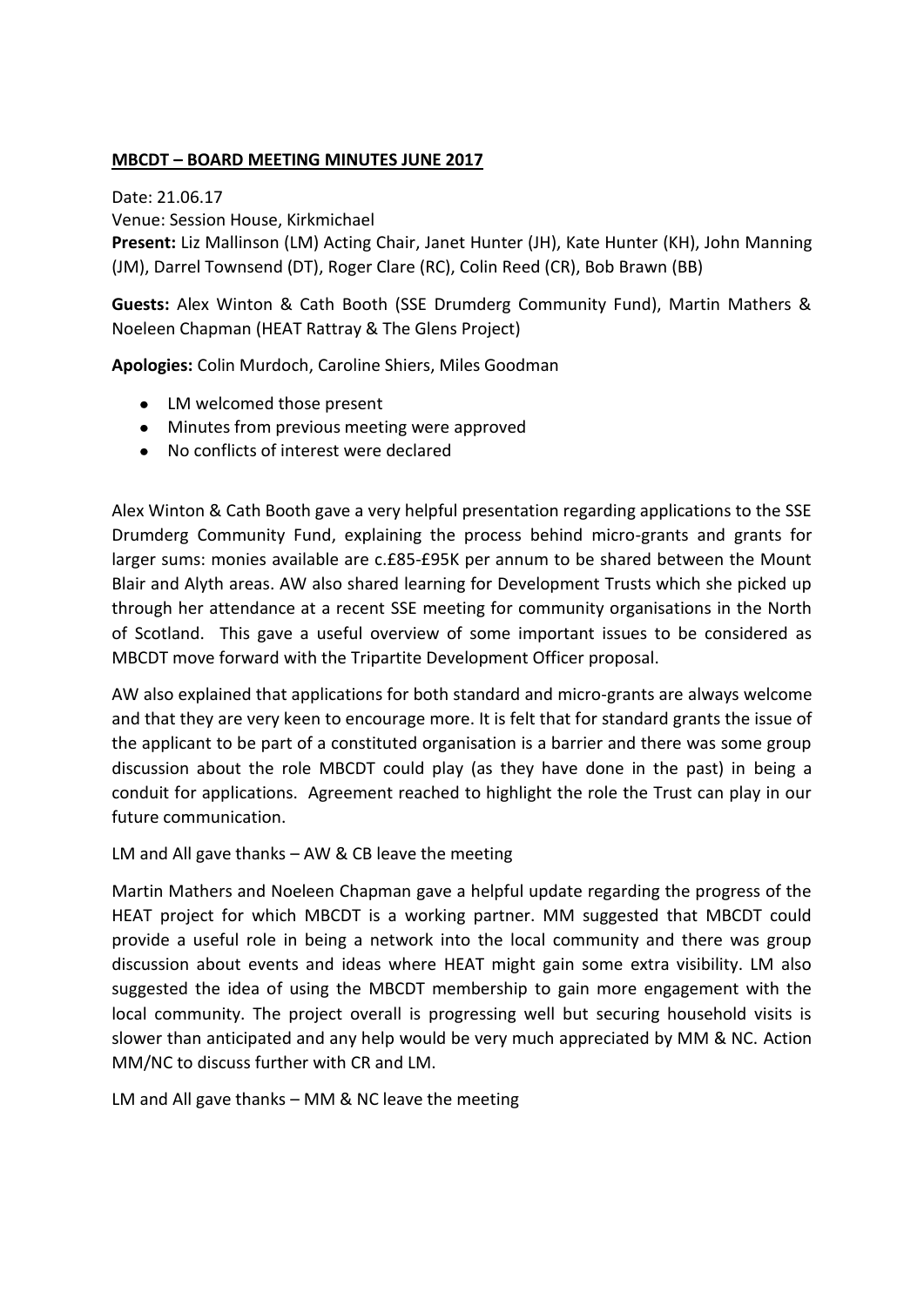**MBCDT – BOARD MEETING MINUTES JUNE 2017**

Date: 21.06.17
Venue: Session House, Kirkmichael
**Present:** Liz Mallinson (LM) Acting Chair, Janet Hunter (JH), Kate Hunter (KH), John Manning (JM), Darrel Townsend (DT), Roger Clare (RC), Colin Reed (CR), Bob Brawn (BB)

**Guests:** Alex Winton & Cath Booth (SSE Drumderg Community Fund), Martin Mathers & Noeleen Chapman (HEAT Rattray & The Glens Project)

**Apologies:** Colin Murdoch, Caroline Shiers, Miles Goodman

- LM welcomed those present
- Minutes from previous meeting were approved
- No conflicts of interest were declared

Alex Winton & Cath Booth gave a very helpful presentation regarding applications to the SSE Drumderg Community Fund, explaining the process behind micro-grants and grants for larger sums: monies available are c.£85-£95K per annum to be shared between the Mount Blair and Alyth areas. AW also shared learning for Development Trusts which she picked up through her attendance at a recent SSE meeting for community organisations in the North of Scotland. This gave a useful overview of some important issues to be considered as MBCDT move forward with the Tripartite Development Officer proposal.

AW also explained that applications for both standard and micro-grants are always welcome and that they are very keen to encourage more. It is felt that for standard grants the issue of the applicant to be part of a constituted organisation is a barrier and there was some group discussion about the role MBCDT could play (as they have done in the past) in being a conduit for applications. Agreement reached to highlight the role the Trust can play in our future communication.

LM and All gave thanks – AW & CB leave the meeting

Martin Mathers and Noeleen Chapman gave a helpful update regarding the progress of the HEAT project for which MBCDT is a working partner. MM suggested that MBCDT could provide a useful role in being a network into the local community and there was group discussion about events and ideas where HEAT might gain some extra visibility. LM also suggested the idea of using the MBCDT membership to gain more engagement with the local community. The project overall is progressing well but securing household visits is slower than anticipated and any help would be very much appreciated by MM & NC. Action MM/NC to discuss further with CR and LM.

LM and All gave thanks – MM & NC leave the meeting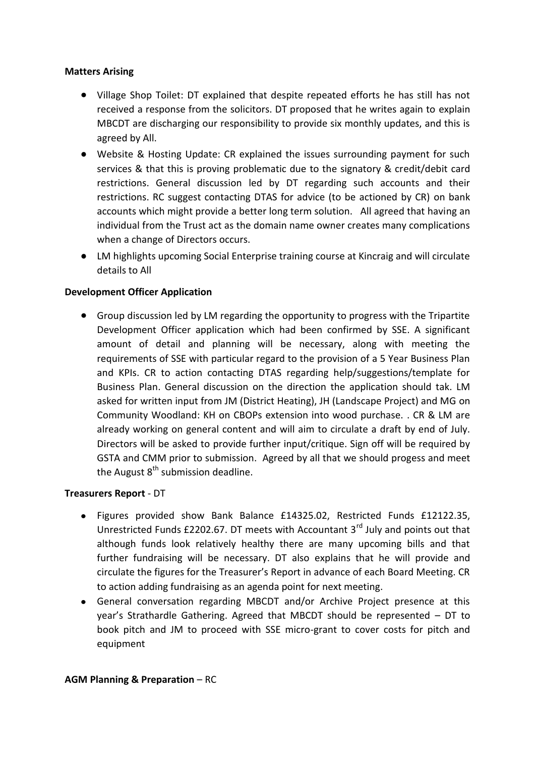**Matters Arising**

- Village Shop Toilet: DT explained that despite repeated efforts he has still has not received a response from the solicitors. DT proposed that he writes again to explain MBCDT are discharging our responsibility to provide six monthly updates, and this is agreed by All.
- Website & Hosting Update: CR explained the issues surrounding payment for such services & that this is proving problematic due to the signatory & credit/debit card restrictions. General discussion led by DT regarding such accounts and their restrictions. RC suggest contacting DTAS for advice (to be actioned by CR) on bank accounts which might provide a better long term solution. All agreed that having an individual from the Trust act as the domain name owner creates many complications when a change of Directors occurs.
- LM highlights upcoming Social Enterprise training course at Kincraig and will circulate details to All

**Development Officer Application**

- Group discussion led by LM regarding the opportunity to progress with the Tripartite Development Officer application which had been confirmed by SSE. A significant amount of detail and planning will be necessary, along with meeting the requirements of SSE with particular regard to the provision of a 5 Year Business Plan and KPIs. CR to action contacting DTAS regarding help/suggestions/template for Business Plan. General discussion on the direction the application should tak. LM asked for written input from JM (District Heating), JH (Landscape Project) and MG on Community Woodland: KH on CBOPs extension into wood purchase. . CR & LM are already working on general content and will aim to circulate a draft by end of July. Directors will be asked to provide further input/critique. Sign off will be required by GSTA and CMM prior to submission. Agreed by all that we should progess and meet the August 8th submission deadline.

**Treasurers Report** - DT

- Figures provided show Bank Balance £14325.02, Restricted Funds £12122.35, Unrestricted Funds £2202.67. DT meets with Accountant 3rd July and points out that although funds look relatively healthy there are many upcoming bills and that further fundraising will be necessary. DT also explains that he will provide and circulate the figures for the Treasurer's Report in advance of each Board Meeting. CR to action adding fundraising as an agenda point for next meeting.
- General conversation regarding MBCDT and/or Archive Project presence at this year's Strathardle Gathering. Agreed that MBCDT should be represented – DT to book pitch and JM to proceed with SSE micro-grant to cover costs for pitch and equipment

**AGM Planning & Preparation** – RC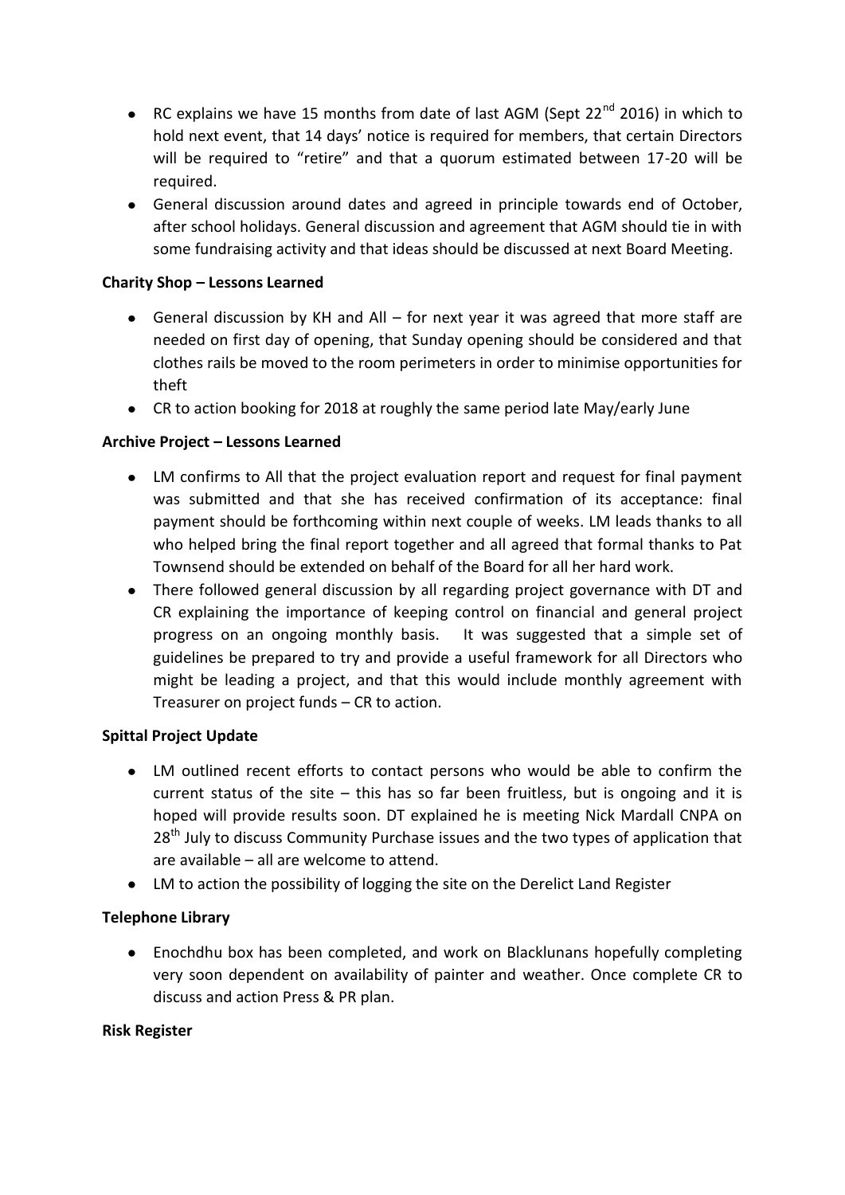- RC explains we have 15 months from date of last AGM (Sept 22nd 2016) in which to hold next event, that 14 days' notice is required for members, that certain Directors will be required to "retire" and that a quorum estimated between 17-20 will be required.
- General discussion around dates and agreed in principle towards end of October, after school holidays. General discussion and agreement that AGM should tie in with some fundraising activity and that ideas should be discussed at next Board Meeting.

**Charity Shop – Lessons Learned**

- General discussion by KH and All – for next year it was agreed that more staff are needed on first day of opening, that Sunday opening should be considered and that clothes rails be moved to the room perimeters in order to minimise opportunities for theft
- CR to action booking for 2018 at roughly the same period late May/early June

**Archive Project – Lessons Learned**

- LM confirms to All that the project evaluation report and request for final payment was submitted and that she has received confirmation of its acceptance: final payment should be forthcoming within next couple of weeks. LM leads thanks to all who helped bring the final report together and all agreed that formal thanks to Pat Townsend should be extended on behalf of the Board for all her hard work.
- There followed general discussion by all regarding project governance with DT and CR explaining the importance of keeping control on financial and general project progress on an ongoing monthly basis. It was suggested that a simple set of guidelines be prepared to try and provide a useful framework for all Directors who might be leading a project, and that this would include monthly agreement with Treasurer on project funds – CR to action.

**Spittal Project Update**

- LM outlined recent efforts to contact persons who would be able to confirm the current status of the site – this has so far been fruitless, but is ongoing and it is hoped will provide results soon. DT explained he is meeting Nick Mardall CNPA on 28th July to discuss Community Purchase issues and the two types of application that are available – all are welcome to attend.
- LM to action the possibility of logging the site on the Derelict Land Register

**Telephone Library**

- Enochdhu box has been completed, and work on Blacklunans hopefully completing very soon dependent on availability of painter and weather. Once complete CR to discuss and action Press & PR plan.

**Risk Register**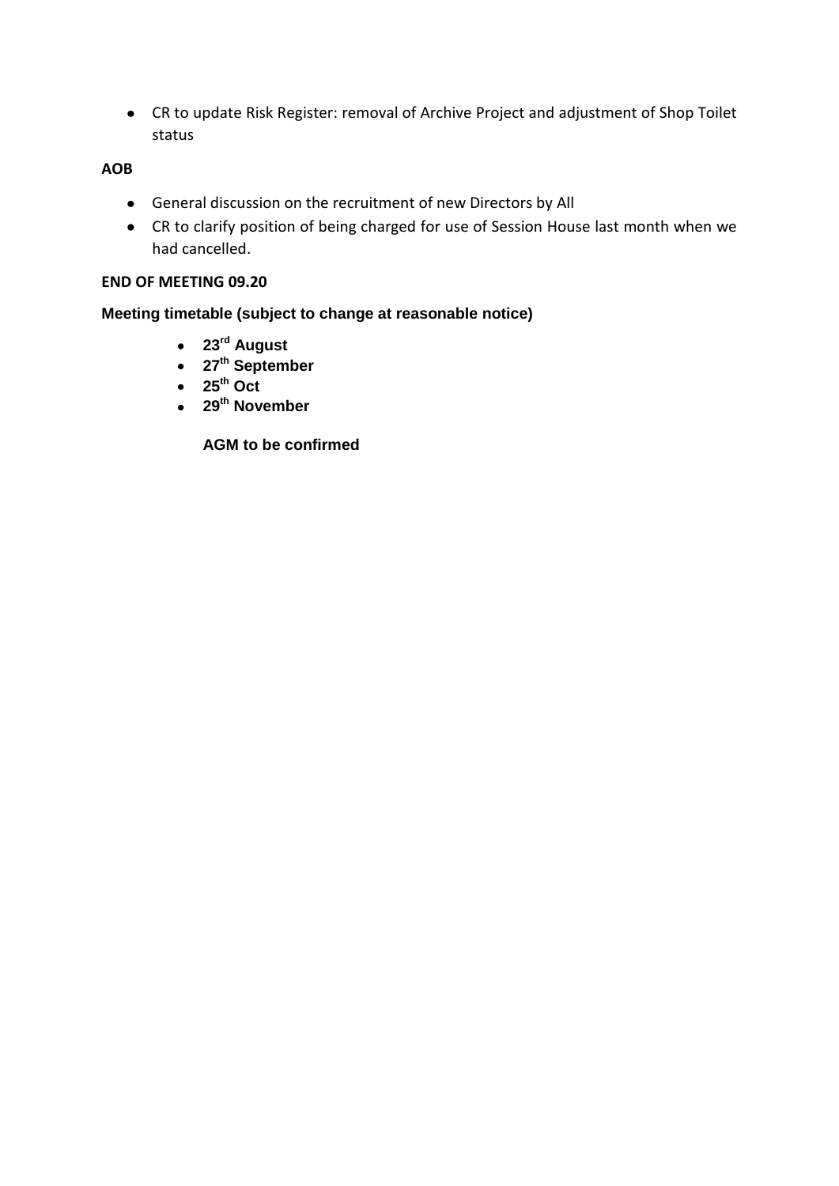- CR to update Risk Register: removal of Archive Project and adjustment of Shop Toilet status

**AOB**

- General discussion on the recruitment of new Directors by All
- CR to clarify position of being charged for use of Session House last month when we had cancelled.

**END OF MEETING 09.20**

**Meeting timetable (subject to change at reasonable notice)**

- **23rd August**
- **27th September**
- **25th Oct**
- **29th November**

**AGM to be confirmed**